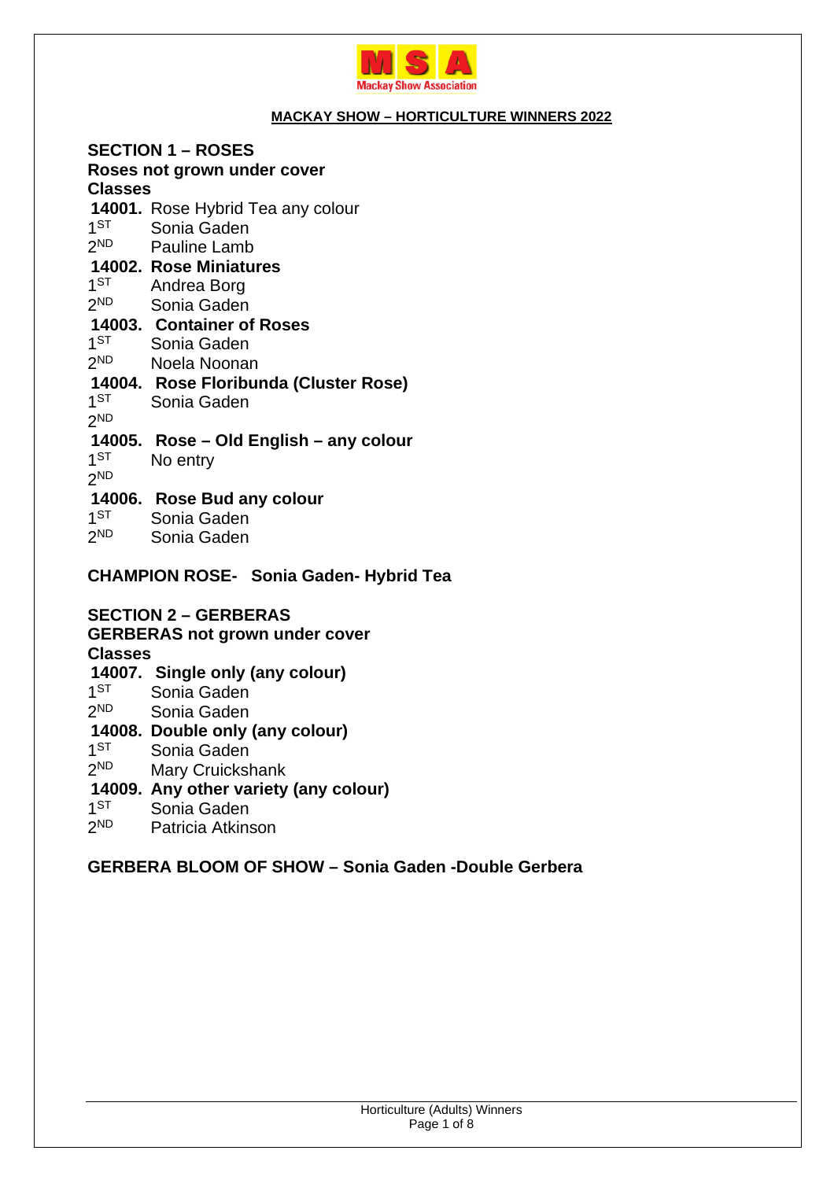MSA Mackay Show Association

**MACKAY SHOW – HORTICULTURE WINNERS 2022**

## SECTION 1 – ROSES

**Roses not grown under cover**

**Classes**

**14001.** Rose Hybrid Tea any colour

1ST Sonia Gaden
2ND Pauline Lamb

**14002. Rose Miniatures**

1ST Andrea Borg
2ND Sonia Gaden

**14003. Container of Roses**

1ST Sonia Gaden
2ND Noela Noonan

**14004. Rose Floribunda (Cluster Rose)**

1ST Sonia Gaden
2ND

**14005. Rose – Old English – any colour**

1ST No entry
2ND

**14006. Rose Bud any colour**

1ST Sonia Gaden
2ND Sonia Gaden

**CHAMPION ROSE- Sonia Gaden- Hybrid Tea**

## SECTION 2 – GERBERAS

**GERBERAS not grown under cover**

**Classes**

**14007. Single only (any colour)**

1ST Sonia Gaden
2ND Sonia Gaden

**14008. Double only (any colour)**

1ST Sonia Gaden
2ND Mary Cruickshank

**14009. Any other variety (any colour)**

1ST Sonia Gaden
2ND Patricia Atkinson

**GERBERA BLOOM OF SHOW – Sonia Gaden -Double Gerbera**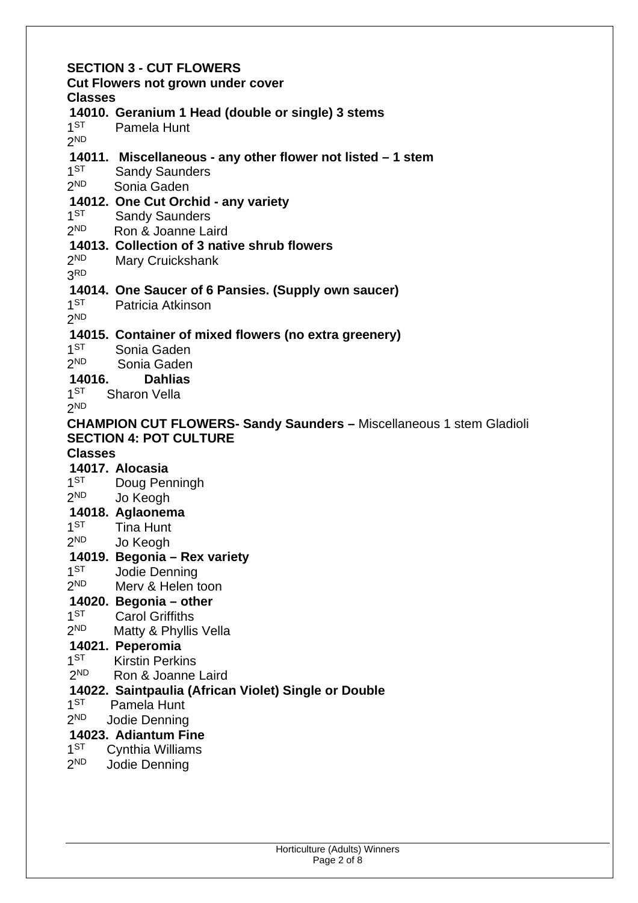## SECTION 3 - CUT FLOWERS

**Cut Flowers not grown under cover**

**Classes**

**14010. Geranium 1 Head (double or single) 3 stems**

1ST Pamela Hunt

2ND

**14011. Miscellaneous - any other flower not listed – 1 stem**

1ST Sandy Saunders

2ND Sonia Gaden

**14012. One Cut Orchid - any variety**

1ST Sandy Saunders

2ND Ron & Joanne Laird

**14013. Collection of 3 native shrub flowers**

2ND Mary Cruickshank

3RD

**14014. One Saucer of 6 Pansies. (Supply own saucer)**

1ST Patricia Atkinson

2ND

**14015. Container of mixed flowers (no extra greenery)**

1ST Sonia Gaden

2ND Sonia Gaden

**14016. Dahlias**

1ST Sharon Vella

2ND

**CHAMPION CUT FLOWERS- Sandy Saunders –** Miscellaneous 1 stem Gladioli

## SECTION 4: POT CULTURE

**Classes**

**14017. Alocasia**

1ST Doug Penningh

2ND Jo Keogh

**14018. Aglaonema**

1ST Tina Hunt

2ND Jo Keogh

**14019. Begonia – Rex variety**

1ST Jodie Denning

2ND Merv & Helen toon

**14020. Begonia – other**

1ST Carol Griffiths

2ND Matty & Phyllis Vella

**14021. Peperomia**

1ST Kirstin Perkins

2ND Ron & Joanne Laird

**14022. Saintpaulia (African Violet) Single or Double**

1ST Pamela Hunt

2ND Jodie Denning

**14023. Adiantum Fine**

1ST Cynthia Williams

2ND Jodie Denning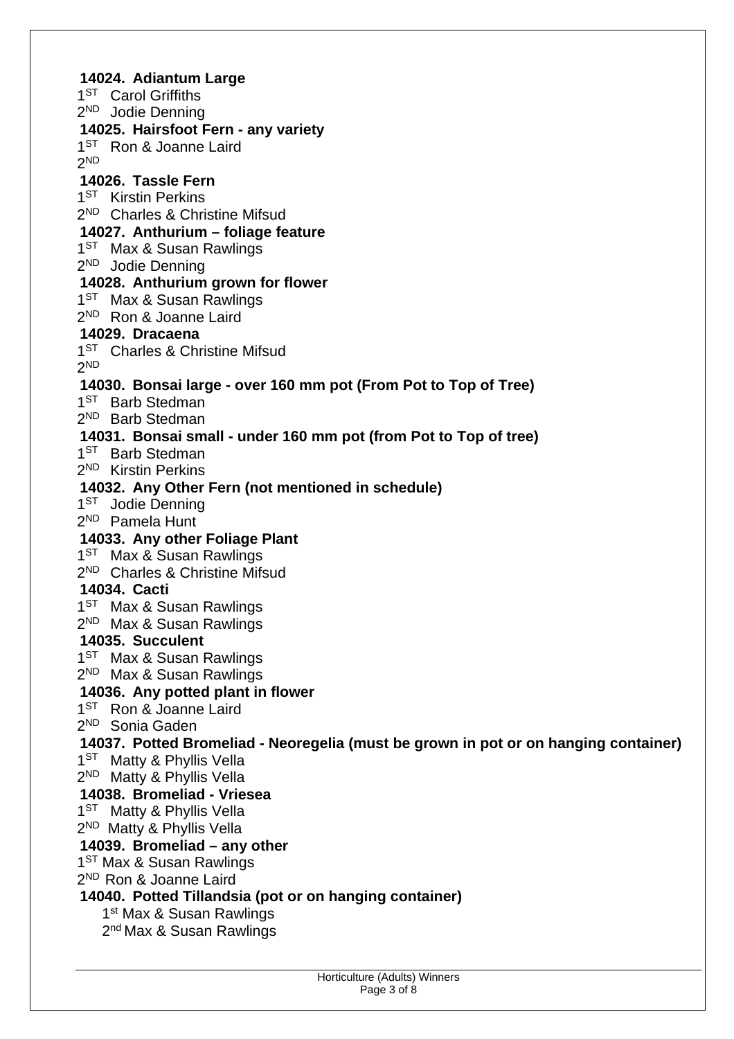**14024. Adiantum Large**

1ST Carol Griffiths
2ND Jodie Denning

**14025. Hairsfoot Fern - any variety**

1ST Ron & Joanne Laird
2ND

**14026. Tassle Fern**

1ST Kirstin Perkins
2ND Charles & Christine Mifsud

**14027. Anthurium – foliage feature**

1ST Max & Susan Rawlings
2ND Jodie Denning

**14028. Anthurium grown for flower**

1ST Max & Susan Rawlings
2ND Ron & Joanne Laird

**14029. Dracaena**

1ST Charles & Christine Mifsud
2ND

**14030. Bonsai large - over 160 mm pot (From Pot to Top of Tree)**

1ST Barb Stedman
2ND Barb Stedman

**14031. Bonsai small - under 160 mm pot (from Pot to Top of tree)**

1ST Barb Stedman
2ND Kirstin Perkins

**14032. Any Other Fern (not mentioned in schedule)**

1ST Jodie Denning
2ND Pamela Hunt

**14033. Any other Foliage Plant**

1ST Max & Susan Rawlings
2ND Charles & Christine Mifsud

**14034. Cacti**

1ST Max & Susan Rawlings
2ND Max & Susan Rawlings

**14035. Succulent**

1ST Max & Susan Rawlings
2ND Max & Susan Rawlings

**14036. Any potted plant in flower**

1ST Ron & Joanne Laird
2ND Sonia Gaden

**14037. Potted Bromeliad - Neoregelia (must be grown in pot or on hanging container)**

1ST Matty & Phyllis Vella
2ND Matty & Phyllis Vella

**14038. Bromeliad - Vriesea**

1ST Matty & Phyllis Vella
2ND Matty & Phyllis Vella

**14039. Bromeliad – any other**

1ST Max & Susan Rawlings
2ND Ron & Joanne Laird

**14040. Potted Tillandsia (pot or on hanging container)**

1st Max & Susan Rawlings
2nd Max & Susan Rawlings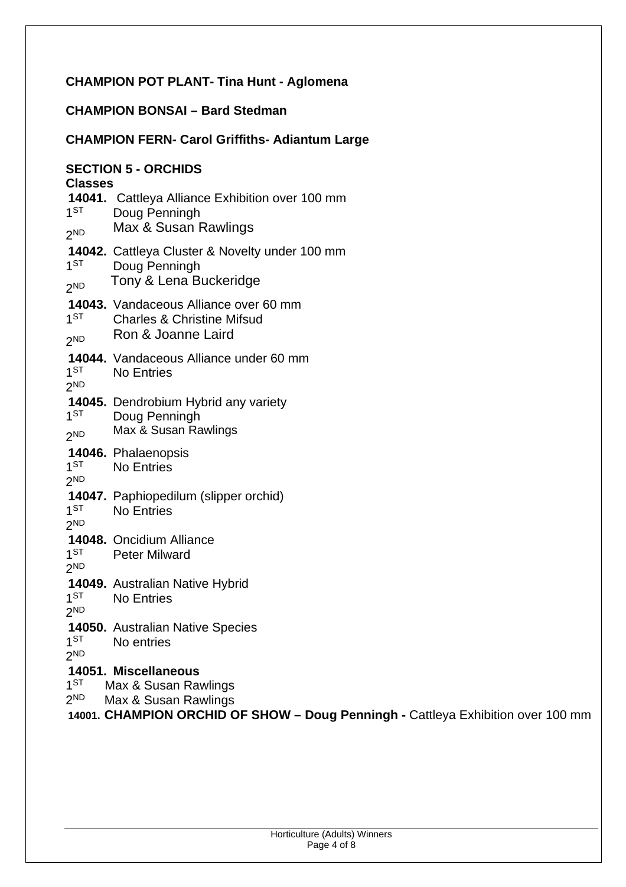**CHAMPION POT PLANT- Tina Hunt - Aglomena**

**CHAMPION BONSAI – Bard Stedman**

**CHAMPION FERN- Carol Griffiths- Adiantum Large**

## SECTION 5 - ORCHIDS

**Classes**

**14041.** Cattleya Alliance Exhibition over 100 mm
1ST Doug Penningh
2ND Max & Susan Rawlings

**14042.** Cattleya Cluster & Novelty under 100 mm
1ST Doug Penningh
2ND Tony & Lena Buckeridge

**14043.** Vandaceous Alliance over 60 mm
1ST Charles & Christine Mifsud
2ND Ron & Joanne Laird

**14044.** Vandaceous Alliance under 60 mm
1ST No Entries
2ND

**14045.** Dendrobium Hybrid any variety
1ST Doug Penningh
2ND Max & Susan Rawlings

**14046.** Phalaenopsis
1ST No Entries
2ND

**14047.** Paphiopedilum (slipper orchid)
1ST No Entries
2ND

**14048.** Oncidium Alliance
1ST Peter Milward
2ND

**14049.** Australian Native Hybrid
1ST No Entries
2ND

**14050.** Australian Native Species
1ST No entries
2ND

**14051. Miscellaneous**
1ST Max & Susan Rawlings
2ND Max & Susan Rawlings

**14001. CHAMPION ORCHID OF SHOW – Doug Penningh -** Cattleya Exhibition over 100 mm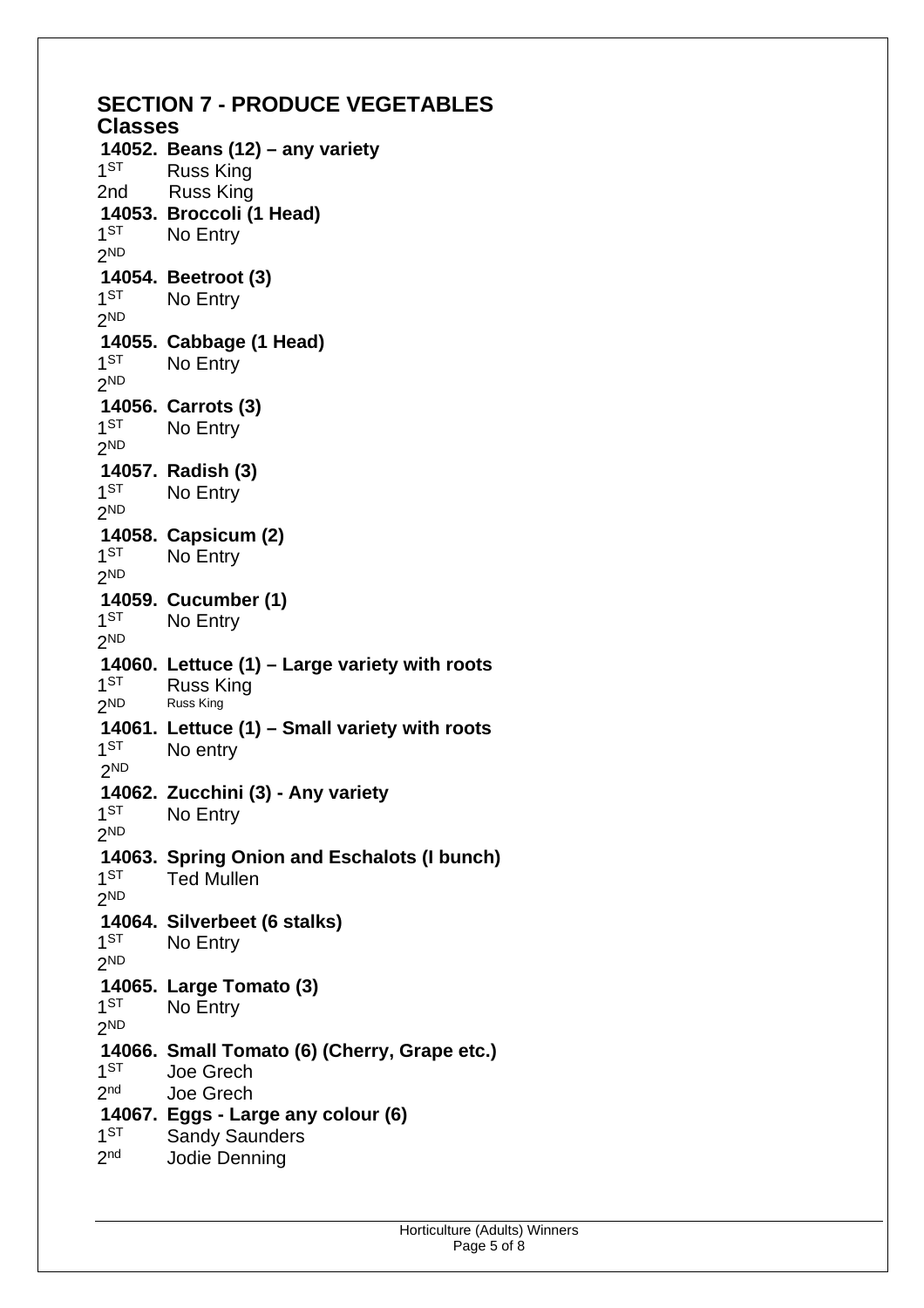## SECTION 7 - PRODUCE VEGETABLES

### Classes

**14052. Beans (12) – any variety**
1ST Russ King
2nd Russ King

**14053. Broccoli (1 Head)**
1ST No Entry
2ND

**14054. Beetroot (3)**
1ST No Entry
2ND

**14055. Cabbage (1 Head)**
1ST No Entry
2ND

**14056. Carrots (3)**
1ST No Entry
2ND

**14057. Radish (3)**
1ST No Entry
2ND

**14058. Capsicum (2)**
1ST No Entry
2ND

**14059. Cucumber (1)**
1ST No Entry
2ND

**14060. Lettuce (1) – Large variety with roots**
1ST Russ King
2ND Russ King

**14061. Lettuce (1) – Small variety with roots**
1ST No entry
2ND

**14062. Zucchini (3) - Any variety**
1ST No Entry
2ND

**14063. Spring Onion and Eschalots (I bunch)**
1ST Ted Mullen
2ND

**14064. Silverbeet (6 stalks)**
1ST No Entry
2ND

**14065. Large Tomato (3)**
1ST No Entry
2ND

**14066. Small Tomato (6) (Cherry, Grape etc.)**
1ST Joe Grech
2nd Joe Grech

**14067. Eggs - Large any colour (6)**
1ST Sandy Saunders
2nd Jodie Denning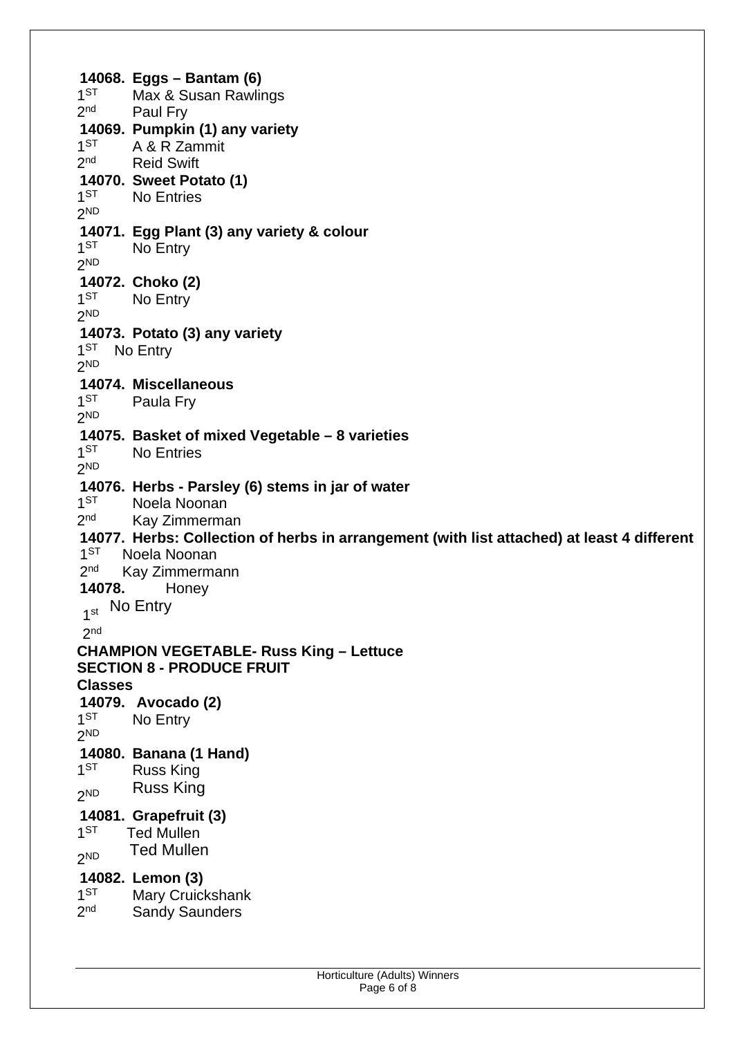**14068. Eggs – Bantam (6)**

1ST Max & Susan Rawlings
2nd Paul Fry

**14069. Pumpkin (1) any variety**

1ST A & R Zammit
2nd Reid Swift

**14070. Sweet Potato (1)**

1ST No Entries
2ND

**14071. Egg Plant (3) any variety & colour**

1ST No Entry
2ND

**14072. Choko (2)**

1ST No Entry
2ND

**14073. Potato (3) any variety**

1ST No Entry
2ND

**14074. Miscellaneous**

1ST Paula Fry
2ND

**14075. Basket of mixed Vegetable – 8 varieties**

1ST No Entries
2ND

**14076. Herbs - Parsley (6) stems in jar of water**

1ST Noela Noonan
2nd Kay Zimmerman

**14077. Herbs: Collection of herbs in arrangement (with list attached) at least 4 different**

1ST Noela Noonan
2nd Kay Zimmermann

**14078.** Honey

1st No Entry
2nd

**CHAMPION VEGETABLE- Russ King – Lettuce**

**SECTION 8 - PRODUCE FRUIT**

**Classes**

**14079. Avocado (2)**

1ST No Entry
2ND

**14080. Banana (1 Hand)**

1ST Russ King
2ND Russ King

**14081. Grapefruit (3)**

1ST Ted Mullen
2ND Ted Mullen

**14082. Lemon (3)**

1ST Mary Cruickshank
2nd Sandy Saunders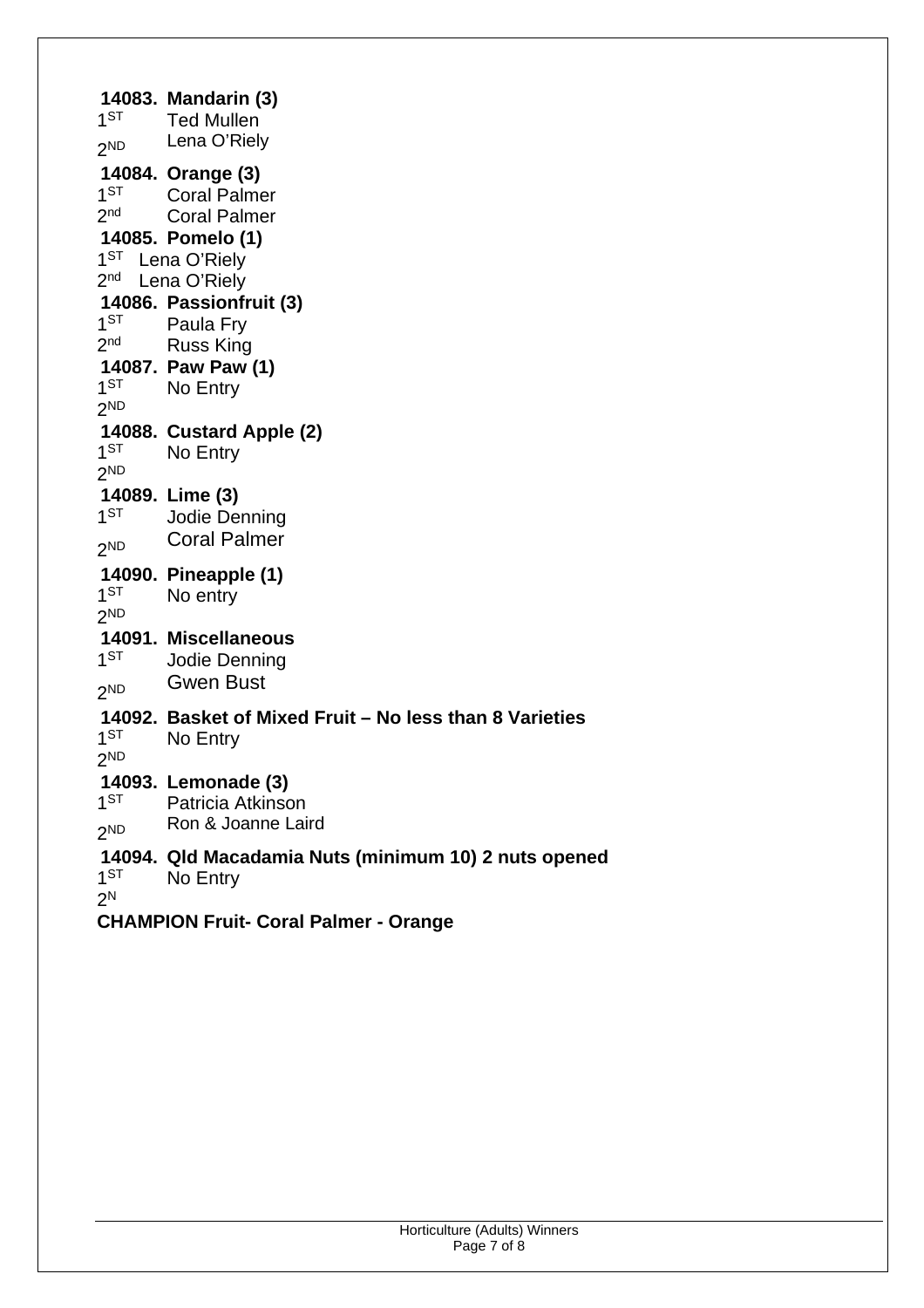**14083. Mandarin (3)**

1ST Ted Mullen

2ND Lena O'Riely

**14084. Orange (3)**

1ST Coral Palmer

2nd Coral Palmer

**14085. Pomelo (1)**

1ST Lena O'Riely

2nd Lena O'Riely

**14086. Passionfruit (3)**

1ST Paula Fry

2nd Russ King

**14087. Paw Paw (1)**

1ST No Entry

2ND

**14088. Custard Apple (2)**

1ST No Entry

2ND

**14089. Lime (3)**

1ST Jodie Denning

2ND Coral Palmer

**14090. Pineapple (1)**

1ST No entry

2ND

**14091. Miscellaneous**

1ST Jodie Denning

2ND Gwen Bust

**14092. Basket of Mixed Fruit – No less than 8 Varieties**

1ST No Entry

2ND

**14093. Lemonade (3)**

1ST Patricia Atkinson

2ND Ron & Joanne Laird

**14094. Qld Macadamia Nuts (minimum 10) 2 nuts opened**

1ST No Entry

2N

**CHAMPION Fruit- Coral Palmer - Orange**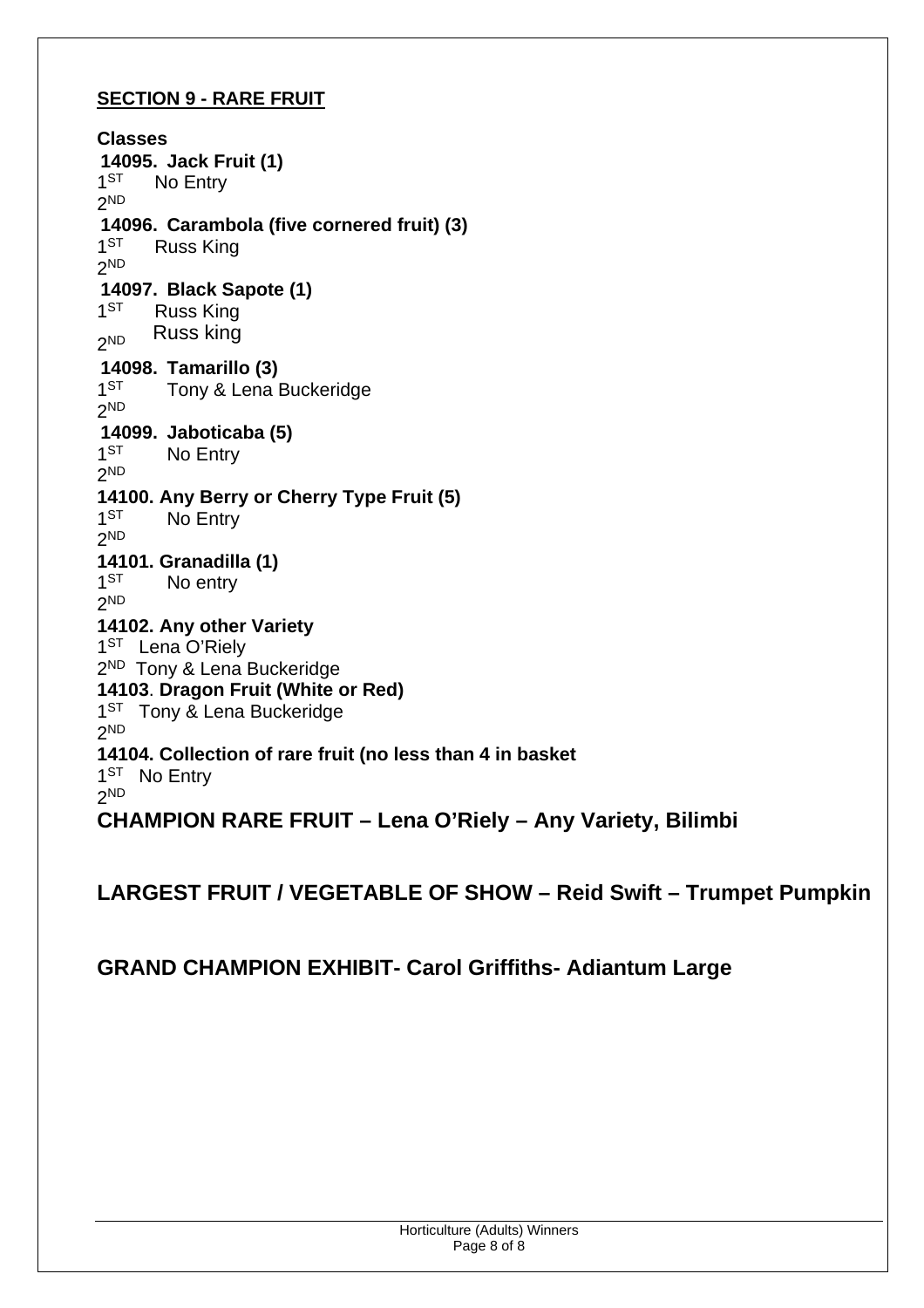## SECTION 9 - RARE FRUIT

**Classes**

**14095. Jack Fruit (1)**
1ST No Entry
2ND

**14096. Carambola (five cornered fruit) (3)**
1ST Russ King
2ND

**14097. Black Sapote (1)**
1ST Russ King
2ND Russ king

**14098. Tamarillo (3)**
1ST Tony & Lena Buckeridge
2ND

**14099. Jaboticaba (5)**
1ST No Entry
2ND

**14100. Any Berry or Cherry Type Fruit (5)**
1ST No Entry
2ND

**14101. Granadilla (1)**
1ST No entry
2ND

**14102. Any other Variety**
1ST Lena O'Riely
2ND Tony & Lena Buckeridge

**14103. Dragon Fruit (White or Red)**
1ST Tony & Lena Buckeridge
2ND

**14104. Collection of rare fruit (no less than 4 in basket**
1ST No Entry
2ND

## CHAMPION RARE FRUIT – Lena O'Riely – Any Variety, Bilimbi

## LARGEST FRUIT / VEGETABLE OF SHOW – Reid Swift – Trumpet Pumpkin

## GRAND CHAMPION EXHIBIT- Carol Griffiths- Adiantum Large